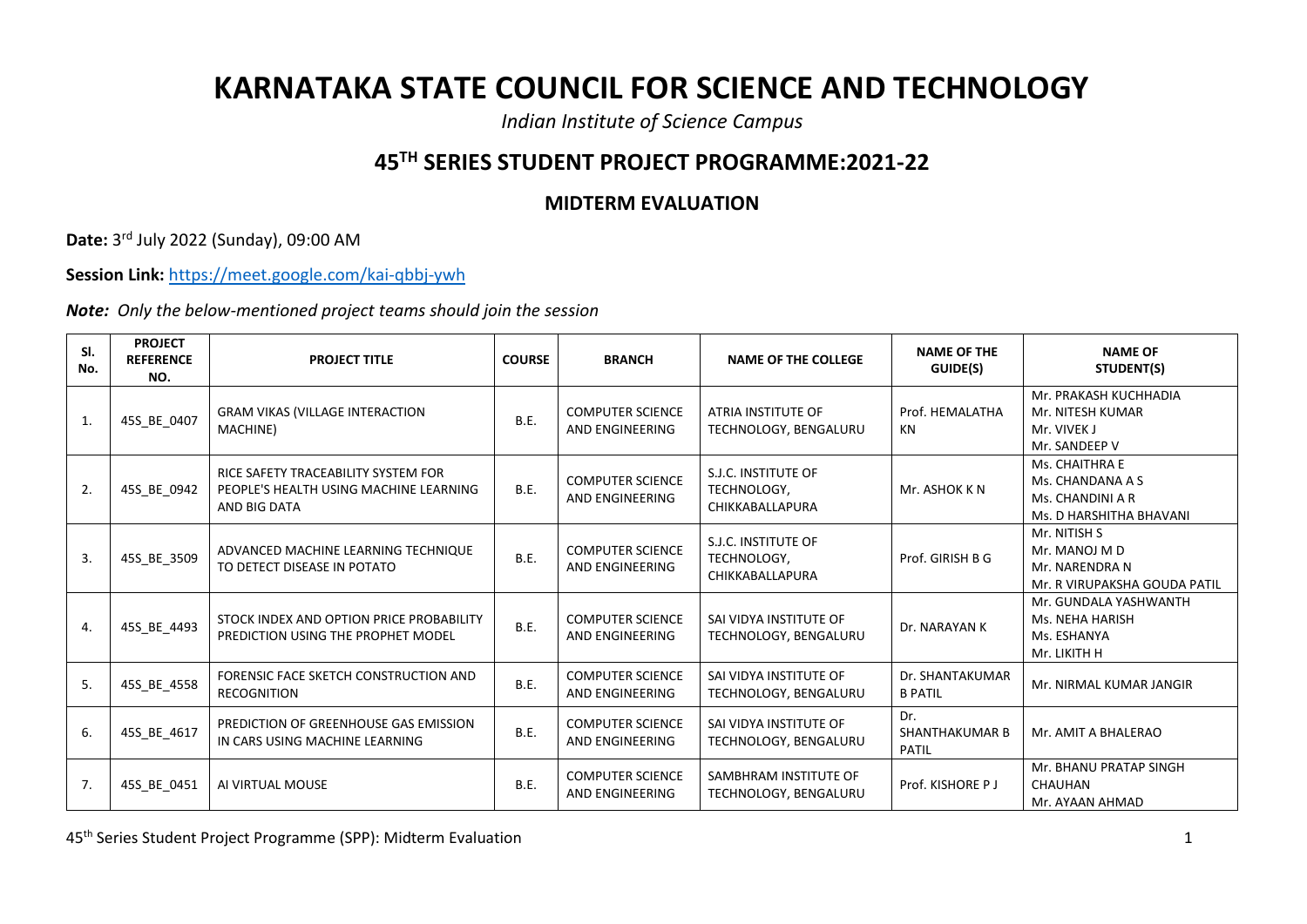# KARNATAKA STATE COUNCIL FOR SCIENCE AND TECHNOLOGY

*Indian Institute of Science Campus*

## 45TH SERIES STUDENT PROJECT PROGRAMME:2021-22

### MIDTERM EVALUATION

**Date:** 3rd July 2022 (Sunday), 09:00 AM

**Session Link:** https://meet.google.com/kai-qbbj-ywh

***Note:*** *Only the below-mentioned project teams should join the session*

| Sl. No. | PROJECT REFERENCE NO. | PROJECT TITLE | COURSE | BRANCH | NAME OF THE COLLEGE | NAME OF THE GUIDE(S) | NAME OF STUDENT(S) |
|---|---|---|---|---|---|---|---|
| 1. | 45S_BE_0407 | GRAM VIKAS (VILLAGE INTERACTION MACHINE) | B.E. | COMPUTER SCIENCE AND ENGINEERING | ATRIA INSTITUTE OF TECHNOLOGY, BENGALURU | Prof. HEMALATHA KN | Mr. PRAKASH KUCHHADIA<br>Mr. NITESH KUMAR<br>Mr. VIVEK J<br>Mr. SANDEEP V |
| 2. | 45S_BE_0942 | RICE SAFETY TRACEABILITY SYSTEM FOR PEOPLE'S HEALTH USING MACHINE LEARNING AND BIG DATA | B.E. | COMPUTER SCIENCE AND ENGINEERING | S.J.C. INSTITUTE OF TECHNOLOGY, CHIKKABALLAPURA | Mr. ASHOK K N | Ms. CHAITHRA E<br>Ms. CHANDANA A S<br>Ms. CHANDINI A R<br>Ms. D HARSHITHA BHAVANI |
| 3. | 45S_BE_3509 | ADVANCED MACHINE LEARNING TECHNIQUE TO DETECT DISEASE IN POTATO | B.E. | COMPUTER SCIENCE AND ENGINEERING | S.J.C. INSTITUTE OF TECHNOLOGY, CHIKKABALLAPURA | Prof. GIRISH B G | Mr. NITISH S<br>Mr. MANOJ M D<br>Mr. NARENDRA N<br>Mr. R VIRUPAKSHA GOUDA PATIL |
| 4. | 45S_BE_4493 | STOCK INDEX AND OPTION PRICE PROBABILITY PREDICTION USING THE PROPHET MODEL | B.E. | COMPUTER SCIENCE AND ENGINEERING | SAI VIDYA INSTITUTE OF TECHNOLOGY, BENGALURU | Dr. NARAYAN K | Mr. GUNDALA YASHWANTH<br>Ms. NEHA HARISH<br>Ms. ESHANYA<br>Mr. LIKITH H |
| 5. | 45S_BE_4558 | FORENSIC FACE SKETCH CONSTRUCTION AND RECOGNITION | B.E. | COMPUTER SCIENCE AND ENGINEERING | SAI VIDYA INSTITUTE OF TECHNOLOGY, BENGALURU | Dr. SHANTAKUMAR B PATIL | Mr. NIRMAL KUMAR JANGIR |
| 6. | 45S_BE_4617 | PREDICTION OF GREENHOUSE GAS EMISSION IN CARS USING MACHINE LEARNING | B.E. | COMPUTER SCIENCE AND ENGINEERING | SAI VIDYA INSTITUTE OF TECHNOLOGY, BENGALURU | Dr. SHANTHAKUMAR B PATIL | Mr. AMIT A BHALERAO |
| 7. | 45S_BE_0451 | AI VIRTUAL MOUSE | B.E. | COMPUTER SCIENCE AND ENGINEERING | SAMBHRAM INSTITUTE OF TECHNOLOGY, BENGALURU | Prof. KISHORE P J | Mr. BHANU PRATAP SINGH CHAUHAN<br>Mr. AYAAN AHMAD |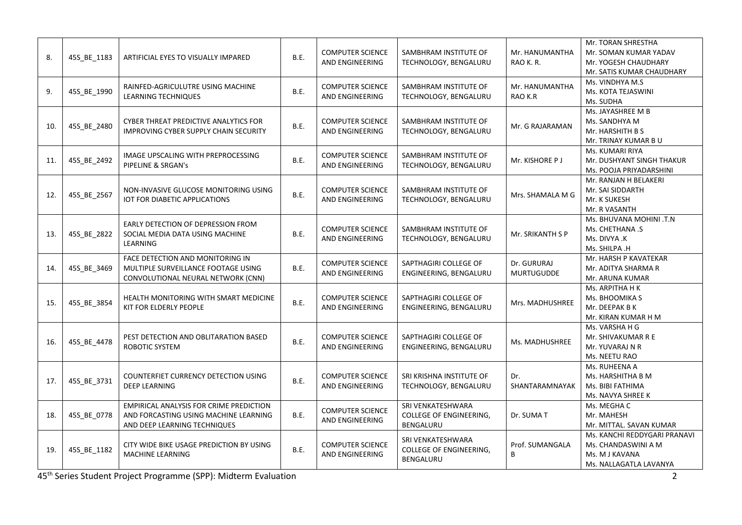| 8. | 45S_BE_1183 | ARTIFICIAL EYES TO VISUALLY IMPARED | B.E. | COMPUTER SCIENCE AND ENGINEERING | SAMBHRAM INSTITUTE OF TECHNOLOGY, BENGALURU | Mr. HANUMANTHA RAO K. R. | Mr. TORAN SHRESTHA<br>Mr. SOMAN KUMAR YADAV<br>Mr. YOGESH CHAUDHARY<br>Mr. SATIS KUMAR CHAUDHARY |
|---|---|---|---|---|---|---|---|
| 9. | 45S_BE_1990 | RAINFED-AGRICULUTRE USING MACHINE LEARNING TECHNIQUES | B.E. | COMPUTER SCIENCE AND ENGINEERING | SAMBHRAM INSTITUTE OF TECHNOLOGY, BENGALURU | Mr. HANUMANTHA RAO K.R | Ms. VINDHYA M.S<br>Ms. KOTA TEJASWINI<br>Ms. SUDHA |
| 10. | 45S_BE_2480 | CYBER THREAT PREDICTIVE ANALYTICS FOR IMPROVING CYBER SUPPLY CHAIN SECURITY | B.E. | COMPUTER SCIENCE AND ENGINEERING | SAMBHRAM INSTITUTE OF TECHNOLOGY, BENGALURU | Mr. G RAJARAMAN | Ms. JAYASHREE M B<br>Ms. SANDHYA M<br>Mr. HARSHITH B S<br>Mr. TRINAY KUMAR B U |
| 11. | 45S_BE_2492 | IMAGE UPSCALING WITH PREPROCESSING PIPELINE & SRGAN's | B.E. | COMPUTER SCIENCE AND ENGINEERING | SAMBHRAM INSTITUTE OF TECHNOLOGY, BENGALURU | Mr. KISHORE P J | Ms. KUMARI RIYA<br>Mr. DUSHYANT SINGH THAKUR<br>Ms. POOJA PRIYADARSHINI |
| 12. | 45S_BE_2567 | NON-INVASIVE GLUCOSE MONITORING USING IOT FOR DIABETIC APPLICATIONS | B.E. | COMPUTER SCIENCE AND ENGINEERING | SAMBHRAM INSTITUTE OF TECHNOLOGY, BENGALURU | Mrs. SHAMALA M G | Mr. RANJAN H BELAKERI<br>Mr. SAI SIDDARTH<br>Mr. K SUKESH<br>Mr. R VASANTH |
| 13. | 45S_BE_2822 | EARLY DETECTION OF DEPRESSION FROM SOCIAL MEDIA DATA USING MACHINE LEARNING | B.E. | COMPUTER SCIENCE AND ENGINEERING | SAMBHRAM INSTITUTE OF TECHNOLOGY, BENGALURU | Mr. SRIKANTH S P | Ms. BHUVANA MOHINI .T.N<br>Ms. CHETHANA .S<br>Ms. DIVYA .K<br>Ms. SHILPA .H |
| 14. | 45S_BE_3469 | FACE DETECTION AND MONITORING IN MULTIPLE SURVEILLANCE FOOTAGE USING CONVOLUTIONAL NEURAL NETWORK (CNN) | B.E. | COMPUTER SCIENCE AND ENGINEERING | SAPTHAGIRI COLLEGE OF ENGINEERING, BENGALURU | Dr. GURURAJ MURTUGUDDE | Mr. HARSH P KAVATEKAR<br>Mr. ADITYA SHARMA R<br>Mr. ARUNA KUMAR |
| 15. | 45S_BE_3854 | HEALTH MONITORING WITH SMART MEDICINE KIT FOR ELDERLY PEOPLE | B.E. | COMPUTER SCIENCE AND ENGINEERING | SAPTHAGIRI COLLEGE OF ENGINEERING, BENGALURU | Mrs. MADHUSHREE | Ms. ARPITHA H K<br>Ms. BHOOMIKA S<br>Mr. DEEPAK B K<br>Mr. KIRAN KUMAR H M |
| 16. | 45S_BE_4478 | PEST DETECTION AND OBLITARATION BASED ROBOTIC SYSTEM | B.E. | COMPUTER SCIENCE AND ENGINEERING | SAPTHAGIRI COLLEGE OF ENGINEERING, BENGALURU | Ms. MADHUSHREE | Ms. VARSHA H G<br>Mr. SHIVAKUMAR R E<br>Mr. YUVARAJ N R<br>Ms. NEETU RAO |
| 17. | 45S_BE_3731 | COUNTERFIET CURRENCY DETECTION USING DEEP LEARNING | B.E. | COMPUTER SCIENCE AND ENGINEERING | SRI KRISHNA INSTITUTE OF TECHNOLOGY, BENGALURU | Dr. SHANTARAMNAYAK | Ms. RUHEENA A<br>Ms. HARSHITHA B M<br>Ms. BIBI FATHIMA<br>Ms. NAVYA SHREE K |
| 18. | 45S_BE_0778 | EMPIRICAL ANALYSIS FOR CRIME PREDICTION AND FORCASTING USING MACHINE LEARNING AND DEEP LEARNING TECHNIQUES | B.E. | COMPUTER SCIENCE AND ENGINEERING | SRI VENKATESHWARA COLLEGE OF ENGINEERING, BENGALURU | Dr. SUMA T | Ms. MEGHA C<br>Mr. MAHESH<br>Mr. MITTAL. SAVAN KUMAR |
| 19. | 45S_BE_1182 | CITY WIDE BIKE USAGE PREDICTION BY USING MACHINE LEARNING | B.E. | COMPUTER SCIENCE AND ENGINEERING | SRI VENKATESHWARA COLLEGE OF ENGINEERING, BENGALURU | Prof. SUMANGALA B | Ms. KANCHI REDDYGARI PRANAVI<br>Ms. CHANDASWINI A M<br>Ms. M J KAVANA<br>Ms. NALLAGATLA LAVANYA |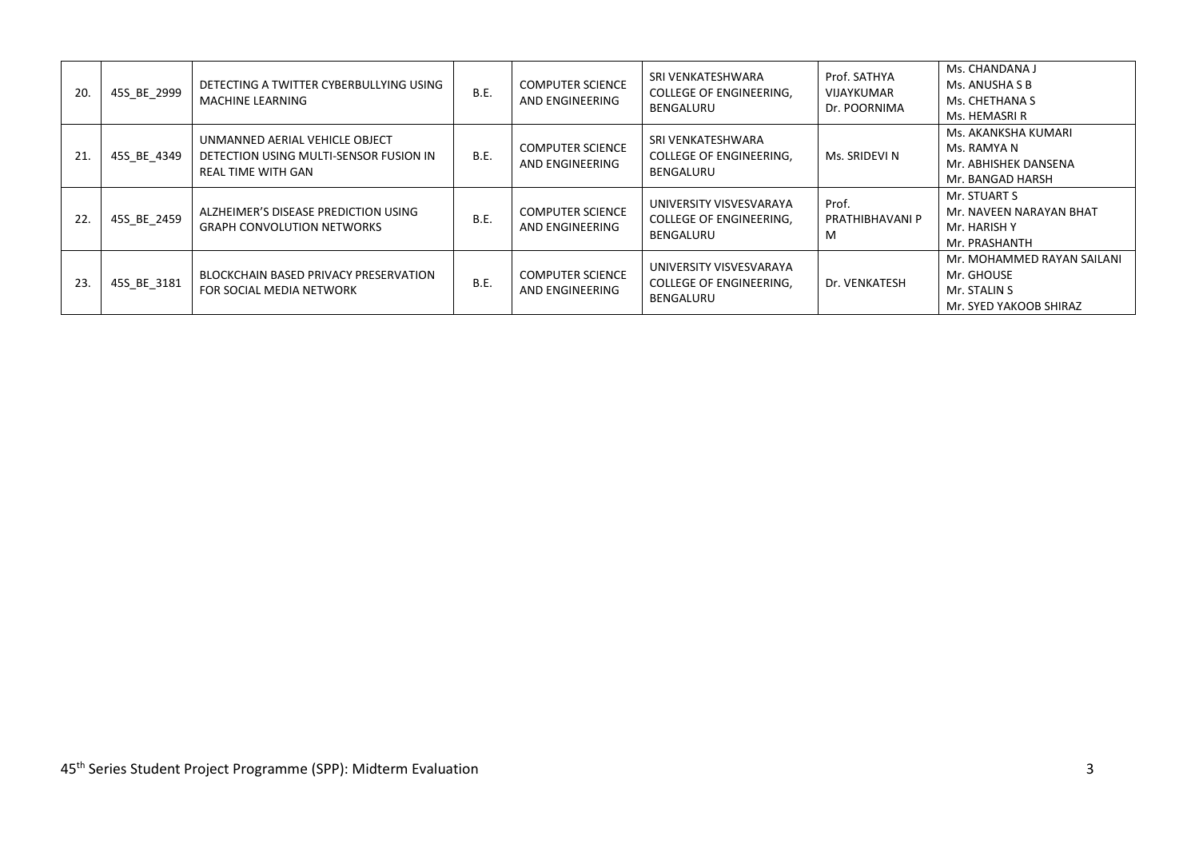| | | | | | | | |
|---|---|---|---|---|---|---|---|
| 20. | 45S_BE_2999 | DETECTING A TWITTER CYBERBULLYING USING MACHINE LEARNING | B.E. | COMPUTER SCIENCE AND ENGINEERING | SRI VENKATESHWARA COLLEGE OF ENGINEERING, BENGALURU | Prof. SATHYA VIJAYKUMAR<br>Dr. POORNIMA | Ms. CHANDANA J<br>Ms. ANUSHA S B<br>Ms. CHETHANA S<br>Ms. HEMASRI R |
| 21. | 45S_BE_4349 | UNMANNED AERIAL VEHICLE OBJECT DETECTION USING MULTI-SENSOR FUSION IN REAL TIME WITH GAN | B.E. | COMPUTER SCIENCE AND ENGINEERING | SRI VENKATESHWARA COLLEGE OF ENGINEERING, BENGALURU | Ms. SRIDEVI N | Ms. AKANKSHA KUMARI<br>Ms. RAMYA N<br>Mr. ABHISHEK DANSENA<br>Mr. BANGAD HARSH |
| 22. | 45S_BE_2459 | ALZHEIMER'S DISEASE PREDICTION USING GRAPH CONVOLUTION NETWORKS | B.E. | COMPUTER SCIENCE AND ENGINEERING | UNIVERSITY VISVESVARAYA COLLEGE OF ENGINEERING, BENGALURU | Prof. PRATHIBHAVANI P M | Mr. STUART S<br>Mr. NAVEEN NARAYAN BHAT<br>Mr. HARISH Y<br>Mr. PRASHANTH |
| 23. | 45S_BE_3181 | BLOCKCHAIN BASED PRIVACY PRESERVATION FOR SOCIAL MEDIA NETWORK | B.E. | COMPUTER SCIENCE AND ENGINEERING | UNIVERSITY VISVESVARAYA COLLEGE OF ENGINEERING, BENGALURU | Dr. VENKATESH | Mr. MOHAMMED RAYAN SAILANI<br>Mr. GHOUSE<br>Mr. STALIN S<br>Mr. SYED YAKOOB SHIRAZ |